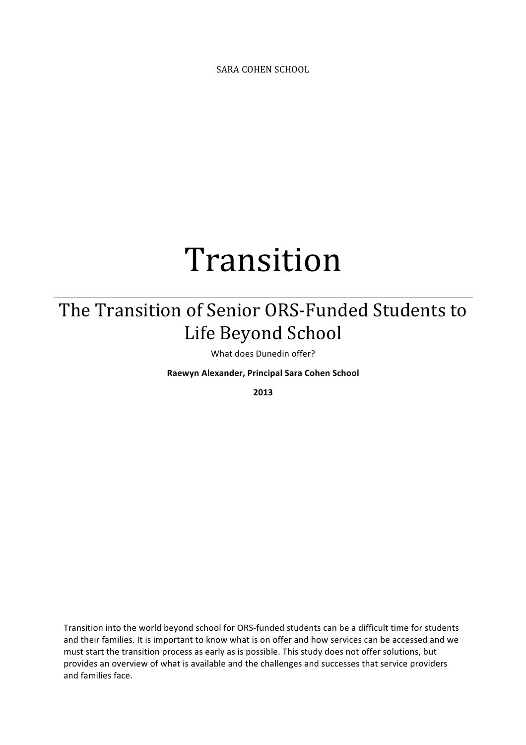SARA COHEN SCHOOL

# Transition

## The Transition of Senior ORS-Funded Students to Life Beyond School

What does Dunedin offer?

**Raewyn Alexander, Principal Sara Cohen School**

**2013**

Transition into the world beyond school for ORS-funded students can be a difficult time for students and their families. It is important to know what is on offer and how services can be accessed and we must start the transition process as early as is possible. This study does not offer solutions, but provides an overview of what is available and the challenges and successes that service providers and families face.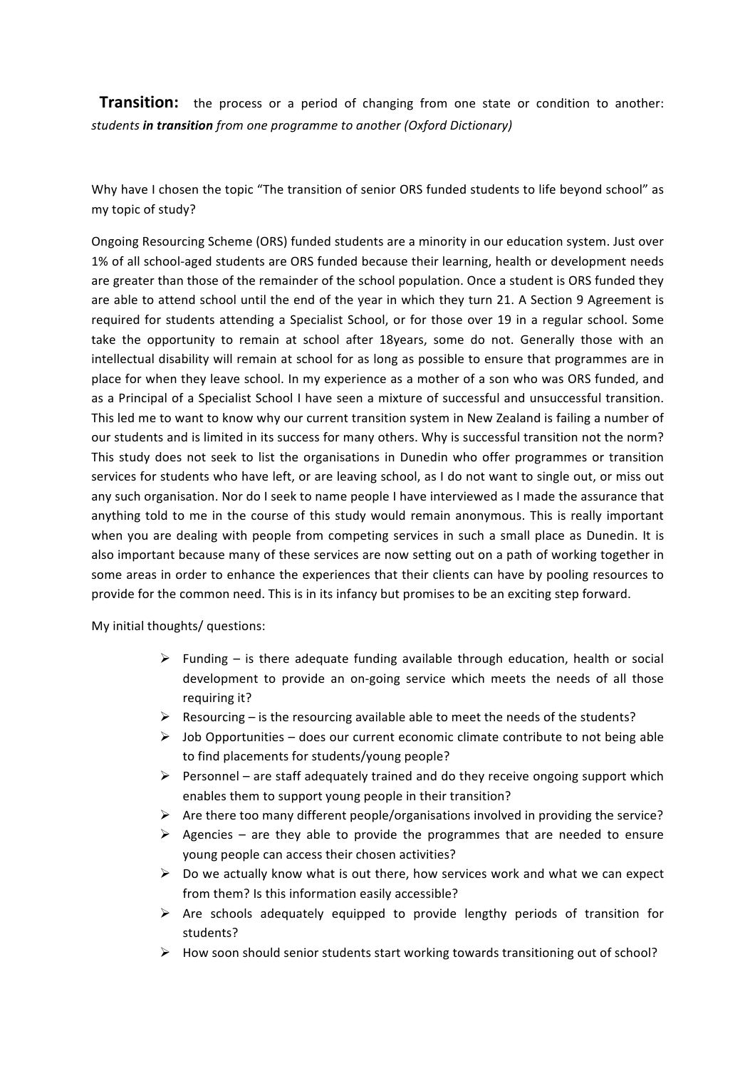**Transition:** the process or a period of changing from one state or condition to another: *students **in transition** from one programme to another (Oxford Dictionary)*

Why have I chosen the topic "The transition of senior ORS funded students to life beyond school" as my topic of study?

Ongoing Resourcing Scheme (ORS) funded students are a minority in our education system. Just over 1% of all school-aged students are ORS funded because their learning, health or development needs are greater than those of the remainder of the school population. Once a student is ORS funded they are able to attend school until the end of the year in which they turn 21. A Section 9 Agreement is required for students attending a Specialist School, or for those over 19 in a regular school. Some take the opportunity to remain at school after 18years, some do not. Generally those with an intellectual disability will remain at school for as long as possible to ensure that programmes are in place for when they leave school. In my experience as a mother of a son who was ORS funded, and as a Principal of a Specialist School I have seen a mixture of successful and unsuccessful transition. This led me to want to know why our current transition system in New Zealand is failing a number of our students and is limited in its success for many others. Why is successful transition not the norm? This study does not seek to list the organisations in Dunedin who offer programmes or transition services for students who have left, or are leaving school, as I do not want to single out, or miss out any such organisation. Nor do I seek to name people I have interviewed as I made the assurance that anything told to me in the course of this study would remain anonymous. This is really important when you are dealing with people from competing services in such a small place as Dunedin. It is also important because many of these services are now setting out on a path of working together in some areas in order to enhance the experiences that their clients can have by pooling resources to provide for the common need. This is in its infancy but promises to be an exciting step forward.

My initial thoughts/ questions:

- Funding – is there adequate funding available through education, health or social development to provide an on-going service which meets the needs of all those requiring it?
- Resourcing – is the resourcing available able to meet the needs of the students?
- Job Opportunities – does our current economic climate contribute to not being able to find placements for students/young people?
- Personnel – are staff adequately trained and do they receive ongoing support which enables them to support young people in their transition?
- Are there too many different people/organisations involved in providing the service?
- Agencies – are they able to provide the programmes that are needed to ensure young people can access their chosen activities?
- Do we actually know what is out there, how services work and what we can expect from them? Is this information easily accessible?
- Are schools adequately equipped to provide lengthy periods of transition for students?
- How soon should senior students start working towards transitioning out of school?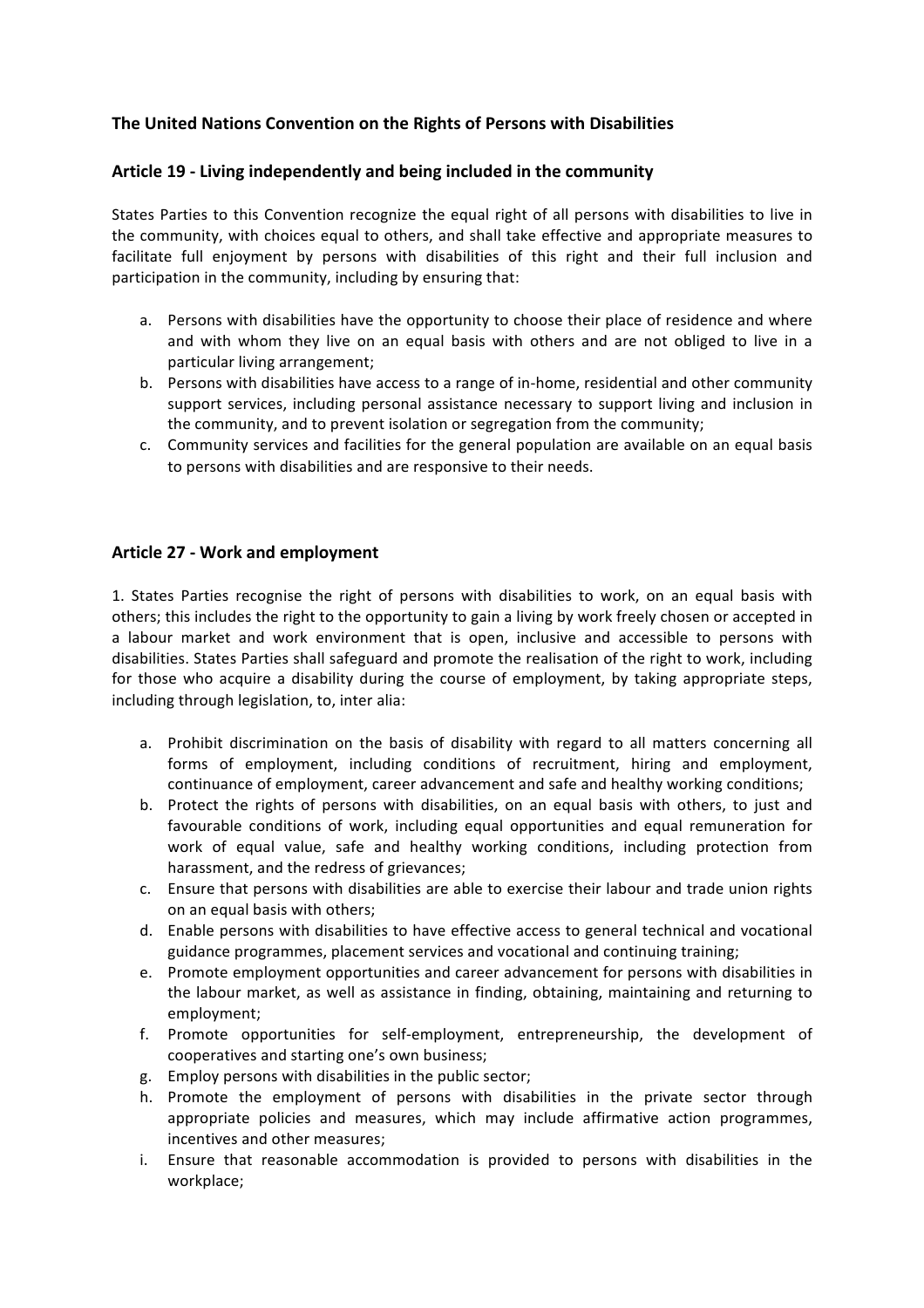**The United Nations Convention on the Rights of Persons with Disabilities**

**Article 19 - Living independently and being included in the community**

States Parties to this Convention recognize the equal right of all persons with disabilities to live in the community, with choices equal to others, and shall take effective and appropriate measures to facilitate full enjoyment by persons with disabilities of this right and their full inclusion and participation in the community, including by ensuring that:

a. Persons with disabilities have the opportunity to choose their place of residence and where and with whom they live on an equal basis with others and are not obliged to live in a particular living arrangement;
b. Persons with disabilities have access to a range of in-home, residential and other community support services, including personal assistance necessary to support living and inclusion in the community, and to prevent isolation or segregation from the community;
c. Community services and facilities for the general population are available on an equal basis to persons with disabilities and are responsive to their needs.

**Article 27 - Work and employment**

1. States Parties recognise the right of persons with disabilities to work, on an equal basis with others; this includes the right to the opportunity to gain a living by work freely chosen or accepted in a labour market and work environment that is open, inclusive and accessible to persons with disabilities. States Parties shall safeguard and promote the realisation of the right to work, including for those who acquire a disability during the course of employment, by taking appropriate steps, including through legislation, to, inter alia:

a. Prohibit discrimination on the basis of disability with regard to all matters concerning all forms of employment, including conditions of recruitment, hiring and employment, continuance of employment, career advancement and safe and healthy working conditions;
b. Protect the rights of persons with disabilities, on an equal basis with others, to just and favourable conditions of work, including equal opportunities and equal remuneration for work of equal value, safe and healthy working conditions, including protection from harassment, and the redress of grievances;
c. Ensure that persons with disabilities are able to exercise their labour and trade union rights on an equal basis with others;
d. Enable persons with disabilities to have effective access to general technical and vocational guidance programmes, placement services and vocational and continuing training;
e. Promote employment opportunities and career advancement for persons with disabilities in the labour market, as well as assistance in finding, obtaining, maintaining and returning to employment;
f. Promote opportunities for self-employment, entrepreneurship, the development of cooperatives and starting one's own business;
g. Employ persons with disabilities in the public sector;
h. Promote the employment of persons with disabilities in the private sector through appropriate policies and measures, which may include affirmative action programmes, incentives and other measures;
i. Ensure that reasonable accommodation is provided to persons with disabilities in the workplace;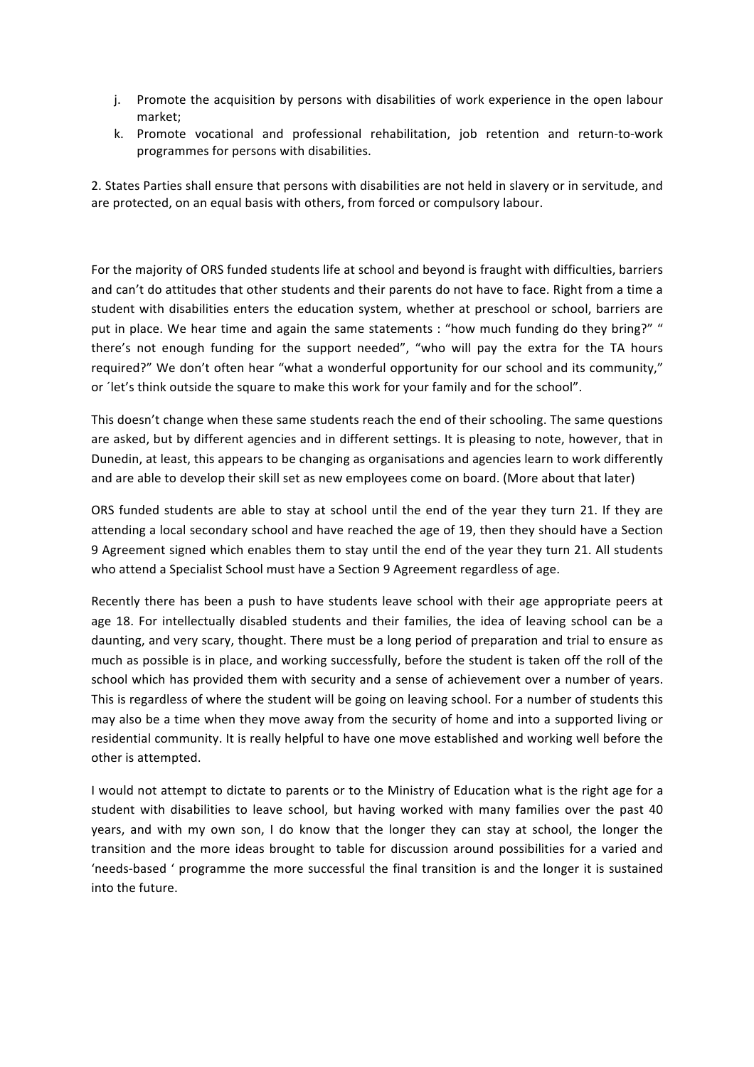j. Promote the acquisition by persons with disabilities of work experience in the open labour market;
k. Promote vocational and professional rehabilitation, job retention and return-to-work programmes for persons with disabilities.

2. States Parties shall ensure that persons with disabilities are not held in slavery or in servitude, and are protected, on an equal basis with others, from forced or compulsory labour.

For the majority of ORS funded students life at school and beyond is fraught with difficulties, barriers and can't do attitudes that other students and their parents do not have to face. Right from a time a student with disabilities enters the education system, whether at preschool or school, barriers are put in place. We hear time and again the same statements : "how much funding do they bring?" " there's not enough funding for the support needed", "who will pay the extra for the TA hours required?" We don't often hear "what a wonderful opportunity for our school and its community," or ´let's think outside the square to make this work for your family and for the school".

This doesn't change when these same students reach the end of their schooling. The same questions are asked, but by different agencies and in different settings. It is pleasing to note, however, that in Dunedin, at least, this appears to be changing as organisations and agencies learn to work differently and are able to develop their skill set as new employees come on board. (More about that later)

ORS funded students are able to stay at school until the end of the year they turn 21. If they are attending a local secondary school and have reached the age of 19, then they should have a Section 9 Agreement signed which enables them to stay until the end of the year they turn 21. All students who attend a Specialist School must have a Section 9 Agreement regardless of age.

Recently there has been a push to have students leave school with their age appropriate peers at age 18. For intellectually disabled students and their families, the idea of leaving school can be a daunting, and very scary, thought. There must be a long period of preparation and trial to ensure as much as possible is in place, and working successfully, before the student is taken off the roll of the school which has provided them with security and a sense of achievement over a number of years. This is regardless of where the student will be going on leaving school. For a number of students this may also be a time when they move away from the security of home and into a supported living or residential community. It is really helpful to have one move established and working well before the other is attempted.

I would not attempt to dictate to parents or to the Ministry of Education what is the right age for a student with disabilities to leave school, but having worked with many families over the past 40 years, and with my own son, I do know that the longer they can stay at school, the longer the transition and the more ideas brought to table for discussion around possibilities for a varied and 'needs-based ' programme the more successful the final transition is and the longer it is sustained into the future.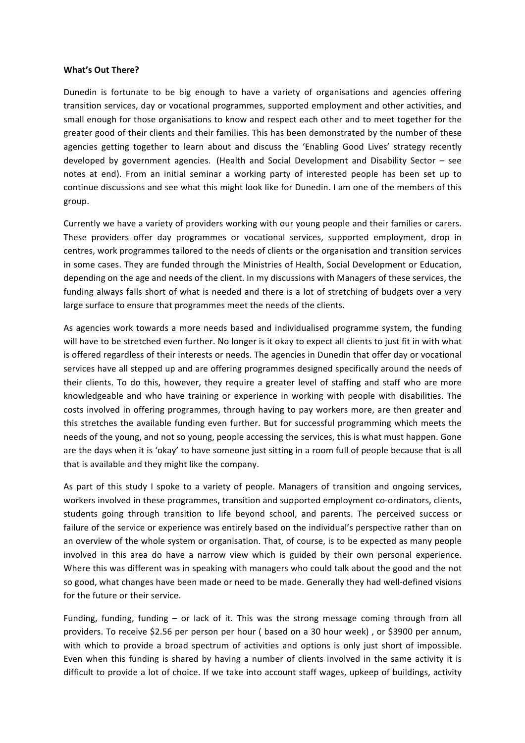**What's Out There?**

Dunedin is fortunate to be big enough to have a variety of organisations and agencies offering transition services, day or vocational programmes, supported employment and other activities, and small enough for those organisations to know and respect each other and to meet together for the greater good of their clients and their families. This has been demonstrated by the number of these agencies getting together to learn about and discuss the 'Enabling Good Lives' strategy recently developed by government agencies. (Health and Social Development and Disability Sector – see notes at end). From an initial seminar a working party of interested people has been set up to continue discussions and see what this might look like for Dunedin. I am one of the members of this group.

Currently we have a variety of providers working with our young people and their families or carers. These providers offer day programmes or vocational services, supported employment, drop in centres, work programmes tailored to the needs of clients or the organisation and transition services in some cases. They are funded through the Ministries of Health, Social Development or Education, depending on the age and needs of the client. In my discussions with Managers of these services, the funding always falls short of what is needed and there is a lot of stretching of budgets over a very large surface to ensure that programmes meet the needs of the clients.

As agencies work towards a more needs based and individualised programme system, the funding will have to be stretched even further. No longer is it okay to expect all clients to just fit in with what is offered regardless of their interests or needs. The agencies in Dunedin that offer day or vocational services have all stepped up and are offering programmes designed specifically around the needs of their clients. To do this, however, they require a greater level of staffing and staff who are more knowledgeable and who have training or experience in working with people with disabilities. The costs involved in offering programmes, through having to pay workers more, are then greater and this stretches the available funding even further. But for successful programming which meets the needs of the young, and not so young, people accessing the services, this is what must happen. Gone are the days when it is 'okay' to have someone just sitting in a room full of people because that is all that is available and they might like the company.

As part of this study I spoke to a variety of people. Managers of transition and ongoing services, workers involved in these programmes, transition and supported employment co-ordinators, clients, students going through transition to life beyond school, and parents. The perceived success or failure of the service or experience was entirely based on the individual's perspective rather than on an overview of the whole system or organisation. That, of course, is to be expected as many people involved in this area do have a narrow view which is guided by their own personal experience. Where this was different was in speaking with managers who could talk about the good and the not so good, what changes have been made or need to be made. Generally they had well-defined visions for the future or their service.

Funding, funding, funding – or lack of it. This was the strong message coming through from all providers. To receive $2.56 per person per hour ( based on a 30 hour week) , or $3900 per annum, with which to provide a broad spectrum of activities and options is only just short of impossible. Even when this funding is shared by having a number of clients involved in the same activity it is difficult to provide a lot of choice. If we take into account staff wages, upkeep of buildings, activity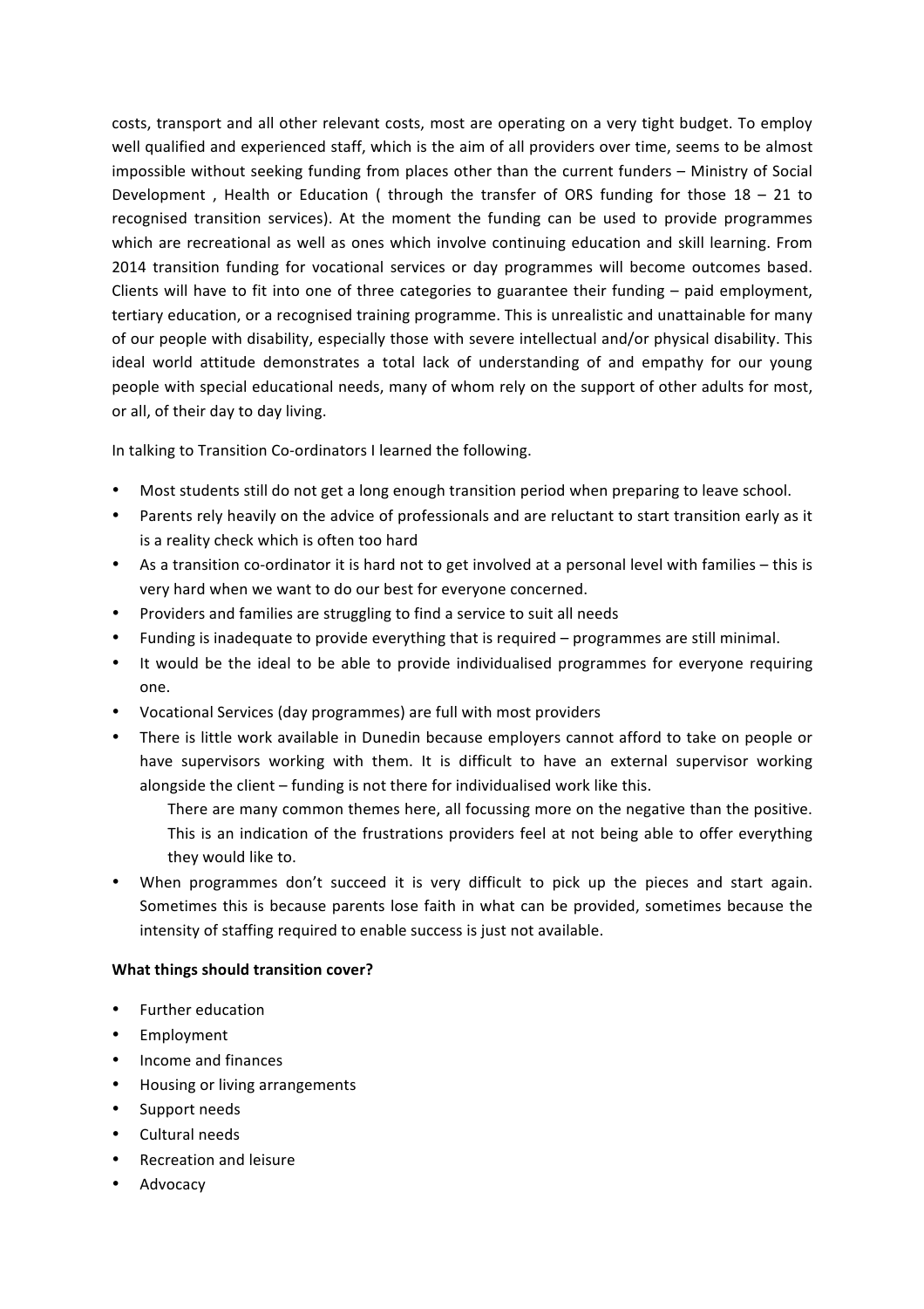costs, transport and all other relevant costs, most are operating on a very tight budget. To employ well qualified and experienced staff, which is the aim of all providers over time, seems to be almost impossible without seeking funding from places other than the current funders – Ministry of Social Development , Health or Education ( through the transfer of ORS funding for those 18 – 21 to recognised transition services). At the moment the funding can be used to provide programmes which are recreational as well as ones which involve continuing education and skill learning. From 2014 transition funding for vocational services or day programmes will become outcomes based. Clients will have to fit into one of three categories to guarantee their funding – paid employment, tertiary education, or a recognised training programme. This is unrealistic and unattainable for many of our people with disability, especially those with severe intellectual and/or physical disability. This ideal world attitude demonstrates a total lack of understanding of and empathy for our young people with special educational needs, many of whom rely on the support of other adults for most, or all, of their day to day living.

In talking to Transition Co-ordinators I learned the following.

- Most students still do not get a long enough transition period when preparing to leave school.
- Parents rely heavily on the advice of professionals and are reluctant to start transition early as it is a reality check which is often too hard
- As a transition co-ordinator it is hard not to get involved at a personal level with families – this is very hard when we want to do our best for everyone concerned.
- Providers and families are struggling to find a service to suit all needs
- Funding is inadequate to provide everything that is required – programmes are still minimal.
- It would be the ideal to be able to provide individualised programmes for everyone requiring one.
- Vocational Services (day programmes) are full with most providers
- There is little work available in Dunedin because employers cannot afford to take on people or have supervisors working with them. It is difficult to have an external supervisor working alongside the client – funding is not there for individualised work like this.

  There are many common themes here, all focussing more on the negative than the positive. This is an indication of the frustrations providers feel at not being able to offer everything they would like to.

- When programmes don't succeed it is very difficult to pick up the pieces and start again. Sometimes this is because parents lose faith in what can be provided, sometimes because the intensity of staffing required to enable success is just not available.

**What things should transition cover?**

- Further education
- Employment
- Income and finances
- Housing or living arrangements
- Support needs
- Cultural needs
- Recreation and leisure
- Advocacy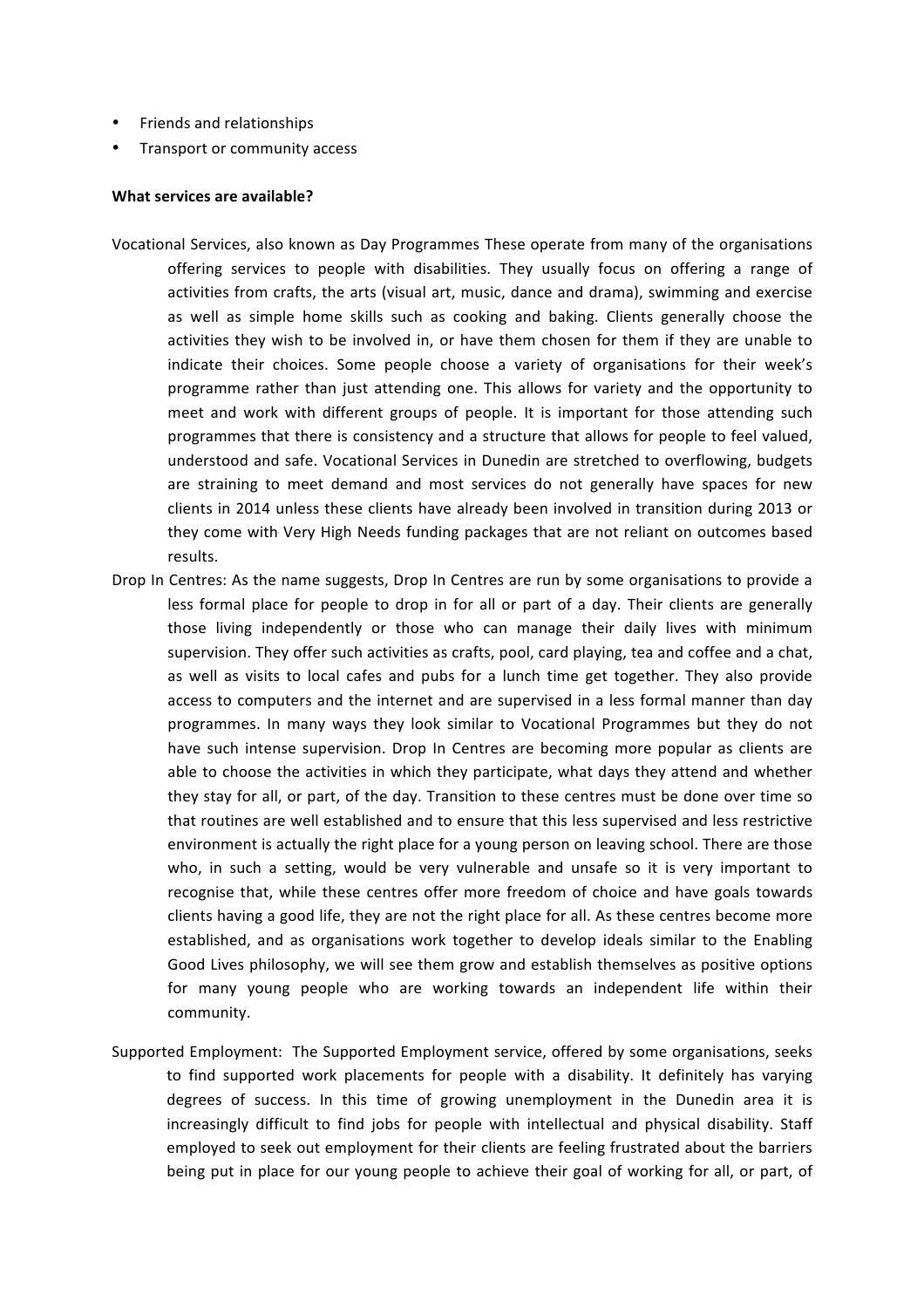- Friends and relationships
- Transport or community access

**What services are available?**

Vocational Services, also known as Day Programmes These operate from many of the organisations offering services to people with disabilities. They usually focus on offering a range of activities from crafts, the arts (visual art, music, dance and drama), swimming and exercise as well as simple home skills such as cooking and baking. Clients generally choose the activities they wish to be involved in, or have them chosen for them if they are unable to indicate their choices. Some people choose a variety of organisations for their week's programme rather than just attending one. This allows for variety and the opportunity to meet and work with different groups of people. It is important for those attending such programmes that there is consistency and a structure that allows for people to feel valued, understood and safe. Vocational Services in Dunedin are stretched to overflowing, budgets are straining to meet demand and most services do not generally have spaces for new clients in 2014 unless these clients have already been involved in transition during 2013 or they come with Very High Needs funding packages that are not reliant on outcomes based results.

Drop In Centres: As the name suggests, Drop In Centres are run by some organisations to provide a less formal place for people to drop in for all or part of a day. Their clients are generally those living independently or those who can manage their daily lives with minimum supervision. They offer such activities as crafts, pool, card playing, tea and coffee and a chat, as well as visits to local cafes and pubs for a lunch time get together. They also provide access to computers and the internet and are supervised in a less formal manner than day programmes. In many ways they look similar to Vocational Programmes but they do not have such intense supervision. Drop In Centres are becoming more popular as clients are able to choose the activities in which they participate, what days they attend and whether they stay for all, or part, of the day. Transition to these centres must be done over time so that routines are well established and to ensure that this less supervised and less restrictive environment is actually the right place for a young person on leaving school. There are those who, in such a setting, would be very vulnerable and unsafe so it is very important to recognise that, while these centres offer more freedom of choice and have goals towards clients having a good life, they are not the right place for all. As these centres become more established, and as organisations work together to develop ideals similar to the Enabling Good Lives philosophy, we will see them grow and establish themselves as positive options for many young people who are working towards an independent life within their community.

Supported Employment: The Supported Employment service, offered by some organisations, seeks to find supported work placements for people with a disability. It definitely has varying degrees of success. In this time of growing unemployment in the Dunedin area it is increasingly difficult to find jobs for people with intellectual and physical disability. Staff employed to seek out employment for their clients are feeling frustrated about the barriers being put in place for our young people to achieve their goal of working for all, or part, of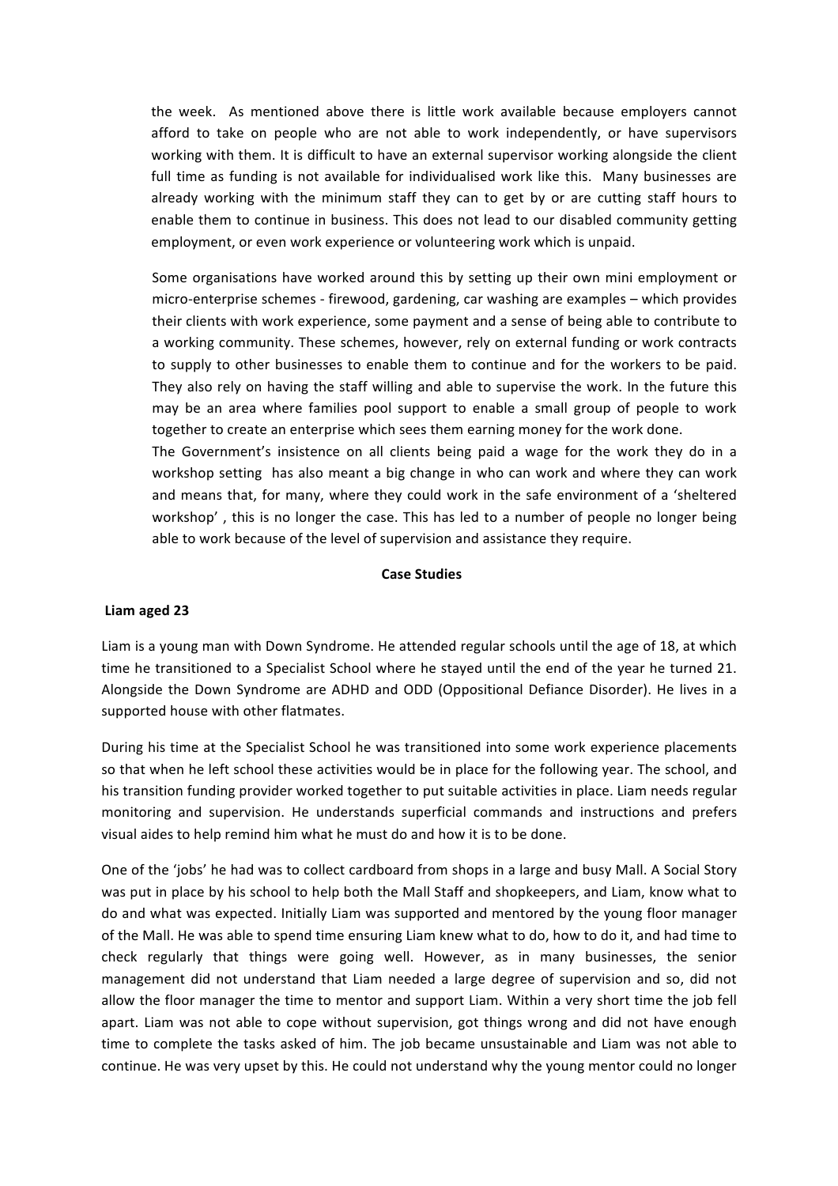the week. As mentioned above there is little work available because employers cannot afford to take on people who are not able to work independently, or have supervisors working with them. It is difficult to have an external supervisor working alongside the client full time as funding is not available for individualised work like this. Many businesses are already working with the minimum staff they can to get by or are cutting staff hours to enable them to continue in business. This does not lead to our disabled community getting employment, or even work experience or volunteering work which is unpaid.

Some organisations have worked around this by setting up their own mini employment or micro-enterprise schemes - firewood, gardening, car washing are examples – which provides their clients with work experience, some payment and a sense of being able to contribute to a working community. These schemes, however, rely on external funding or work contracts to supply to other businesses to enable them to continue and for the workers to be paid. They also rely on having the staff willing and able to supervise the work. In the future this may be an area where families pool support to enable a small group of people to work together to create an enterprise which sees them earning money for the work done.

The Government's insistence on all clients being paid a wage for the work they do in a workshop setting has also meant a big change in who can work and where they can work and means that, for many, where they could work in the safe environment of a 'sheltered workshop' , this is no longer the case. This has led to a number of people no longer being able to work because of the level of supervision and assistance they require.

**Case Studies**

**Liam aged 23**

Liam is a young man with Down Syndrome. He attended regular schools until the age of 18, at which time he transitioned to a Specialist School where he stayed until the end of the year he turned 21. Alongside the Down Syndrome are ADHD and ODD (Oppositional Defiance Disorder). He lives in a supported house with other flatmates.

During his time at the Specialist School he was transitioned into some work experience placements so that when he left school these activities would be in place for the following year. The school, and his transition funding provider worked together to put suitable activities in place. Liam needs regular monitoring and supervision. He understands superficial commands and instructions and prefers visual aides to help remind him what he must do and how it is to be done.

One of the 'jobs' he had was to collect cardboard from shops in a large and busy Mall. A Social Story was put in place by his school to help both the Mall Staff and shopkeepers, and Liam, know what to do and what was expected. Initially Liam was supported and mentored by the young floor manager of the Mall. He was able to spend time ensuring Liam knew what to do, how to do it, and had time to check regularly that things were going well. However, as in many businesses, the senior management did not understand that Liam needed a large degree of supervision and so, did not allow the floor manager the time to mentor and support Liam. Within a very short time the job fell apart. Liam was not able to cope without supervision, got things wrong and did not have enough time to complete the tasks asked of him. The job became unsustainable and Liam was not able to continue. He was very upset by this. He could not understand why the young mentor could no longer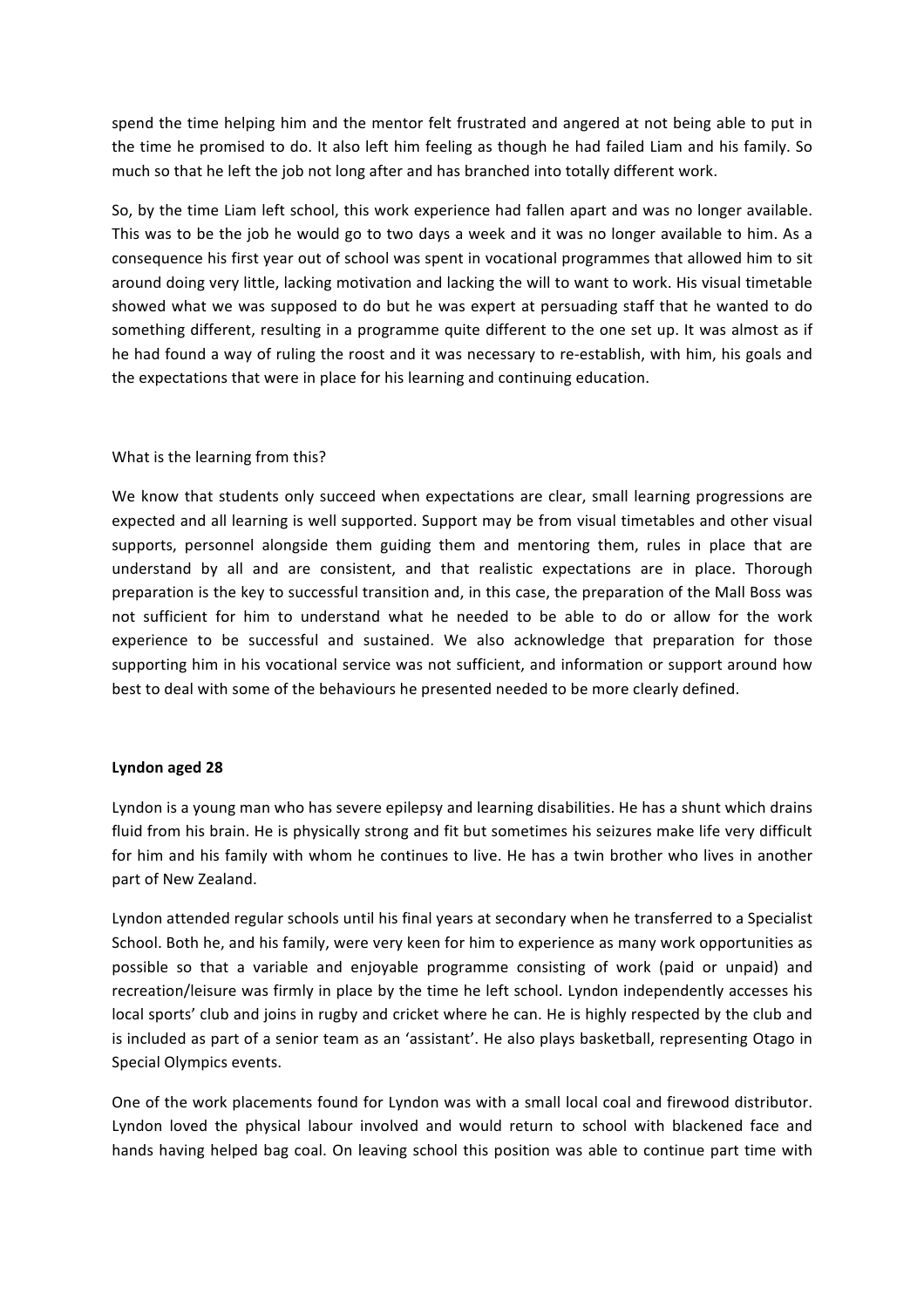spend the time helping him and the mentor felt frustrated and angered at not being able to put in the time he promised to do. It also left him feeling as though he had failed Liam and his family. So much so that he left the job not long after and has branched into totally different work.

So, by the time Liam left school, this work experience had fallen apart and was no longer available. This was to be the job he would go to two days a week and it was no longer available to him. As a consequence his first year out of school was spent in vocational programmes that allowed him to sit around doing very little, lacking motivation and lacking the will to want to work. His visual timetable showed what we was supposed to do but he was expert at persuading staff that he wanted to do something different, resulting in a programme quite different to the one set up. It was almost as if he had found a way of ruling the roost and it was necessary to re-establish, with him, his goals and the expectations that were in place for his learning and continuing education.

What is the learning from this?

We know that students only succeed when expectations are clear, small learning progressions are expected and all learning is well supported. Support may be from visual timetables and other visual supports, personnel alongside them guiding them and mentoring them, rules in place that are understand by all and are consistent, and that realistic expectations are in place. Thorough preparation is the key to successful transition and, in this case, the preparation of the Mall Boss was not sufficient for him to understand what he needed to be able to do or allow for the work experience to be successful and sustained. We also acknowledge that preparation for those supporting him in his vocational service was not sufficient, and information or support around how best to deal with some of the behaviours he presented needed to be more clearly defined.

**Lyndon aged 28**

Lyndon is a young man who has severe epilepsy and learning disabilities. He has a shunt which drains fluid from his brain. He is physically strong and fit but sometimes his seizures make life very difficult for him and his family with whom he continues to live. He has a twin brother who lives in another part of New Zealand.

Lyndon attended regular schools until his final years at secondary when he transferred to a Specialist School. Both he, and his family, were very keen for him to experience as many work opportunities as possible so that a variable and enjoyable programme consisting of work (paid or unpaid) and recreation/leisure was firmly in place by the time he left school. Lyndon independently accesses his local sports' club and joins in rugby and cricket where he can. He is highly respected by the club and is included as part of a senior team as an 'assistant'. He also plays basketball, representing Otago in Special Olympics events.

One of the work placements found for Lyndon was with a small local coal and firewood distributor. Lyndon loved the physical labour involved and would return to school with blackened face and hands having helped bag coal. On leaving school this position was able to continue part time with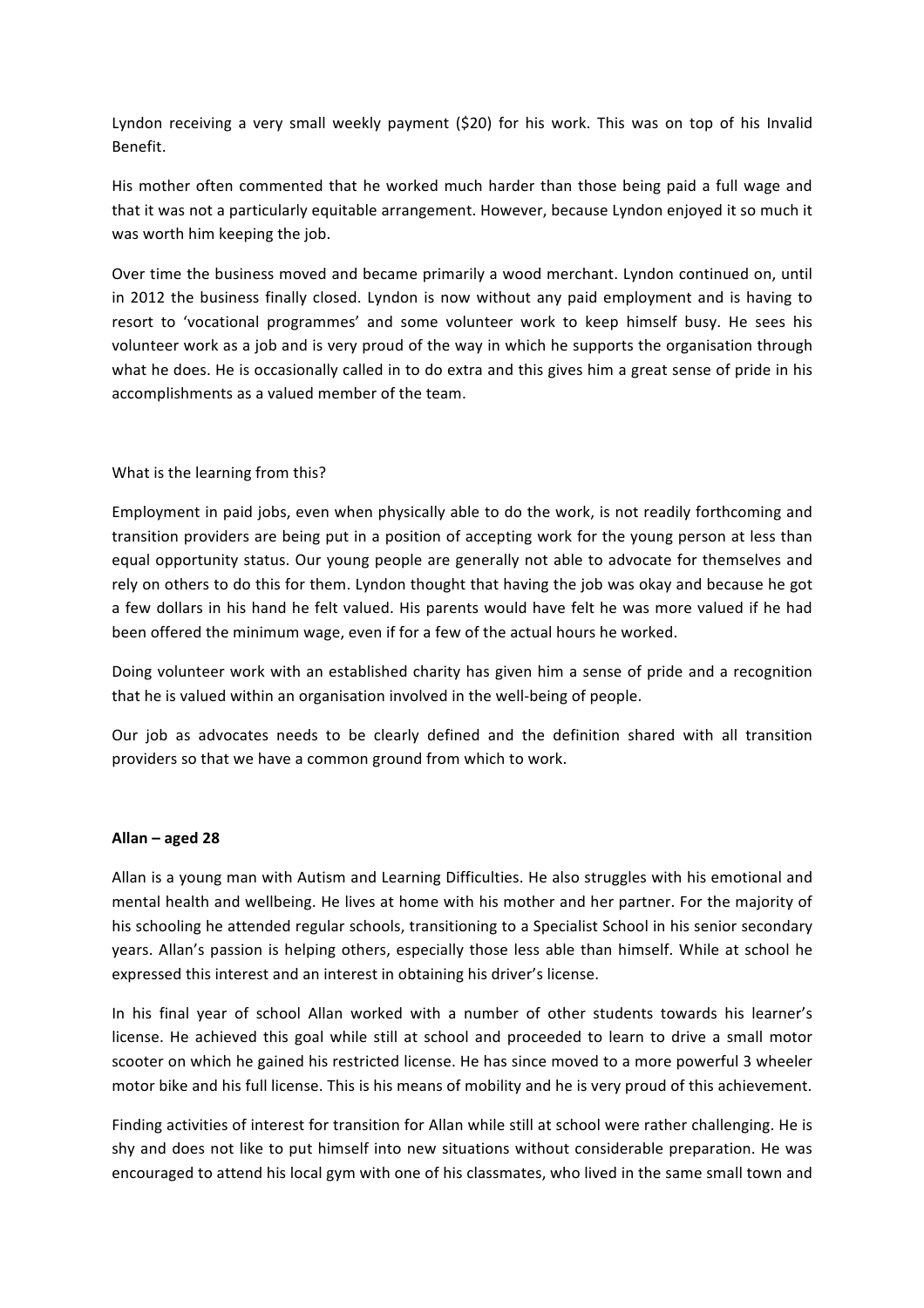Lyndon receiving a very small weekly payment ($20) for his work. This was on top of his Invalid Benefit.

His mother often commented that he worked much harder than those being paid a full wage and that it was not a particularly equitable arrangement. However, because Lyndon enjoyed it so much it was worth him keeping the job.

Over time the business moved and became primarily a wood merchant. Lyndon continued on, until in 2012 the business finally closed. Lyndon is now without any paid employment and is having to resort to 'vocational programmes' and some volunteer work to keep himself busy. He sees his volunteer work as a job and is very proud of the way in which he supports the organisation through what he does. He is occasionally called in to do extra and this gives him a great sense of pride in his accomplishments as a valued member of the team.

What is the learning from this?

Employment in paid jobs, even when physically able to do the work, is not readily forthcoming and transition providers are being put in a position of accepting work for the young person at less than equal opportunity status. Our young people are generally not able to advocate for themselves and rely on others to do this for them. Lyndon thought that having the job was okay and because he got a few dollars in his hand he felt valued. His parents would have felt he was more valued if he had been offered the minimum wage, even if for a few of the actual hours he worked.

Doing volunteer work with an established charity has given him a sense of pride and a recognition that he is valued within an organisation involved in the well-being of people.

Our job as advocates needs to be clearly defined and the definition shared with all transition providers so that we have a common ground from which to work.

**Allan – aged 28**

Allan is a young man with Autism and Learning Difficulties. He also struggles with his emotional and mental health and wellbeing. He lives at home with his mother and her partner. For the majority of his schooling he attended regular schools, transitioning to a Specialist School in his senior secondary years. Allan's passion is helping others, especially those less able than himself. While at school he expressed this interest and an interest in obtaining his driver's license.

In his final year of school Allan worked with a number of other students towards his learner's license. He achieved this goal while still at school and proceeded to learn to drive a small motor scooter on which he gained his restricted license. He has since moved to a more powerful 3 wheeler motor bike and his full license. This is his means of mobility and he is very proud of this achievement.

Finding activities of interest for transition for Allan while still at school were rather challenging. He is shy and does not like to put himself into new situations without considerable preparation. He was encouraged to attend his local gym with one of his classmates, who lived in the same small town and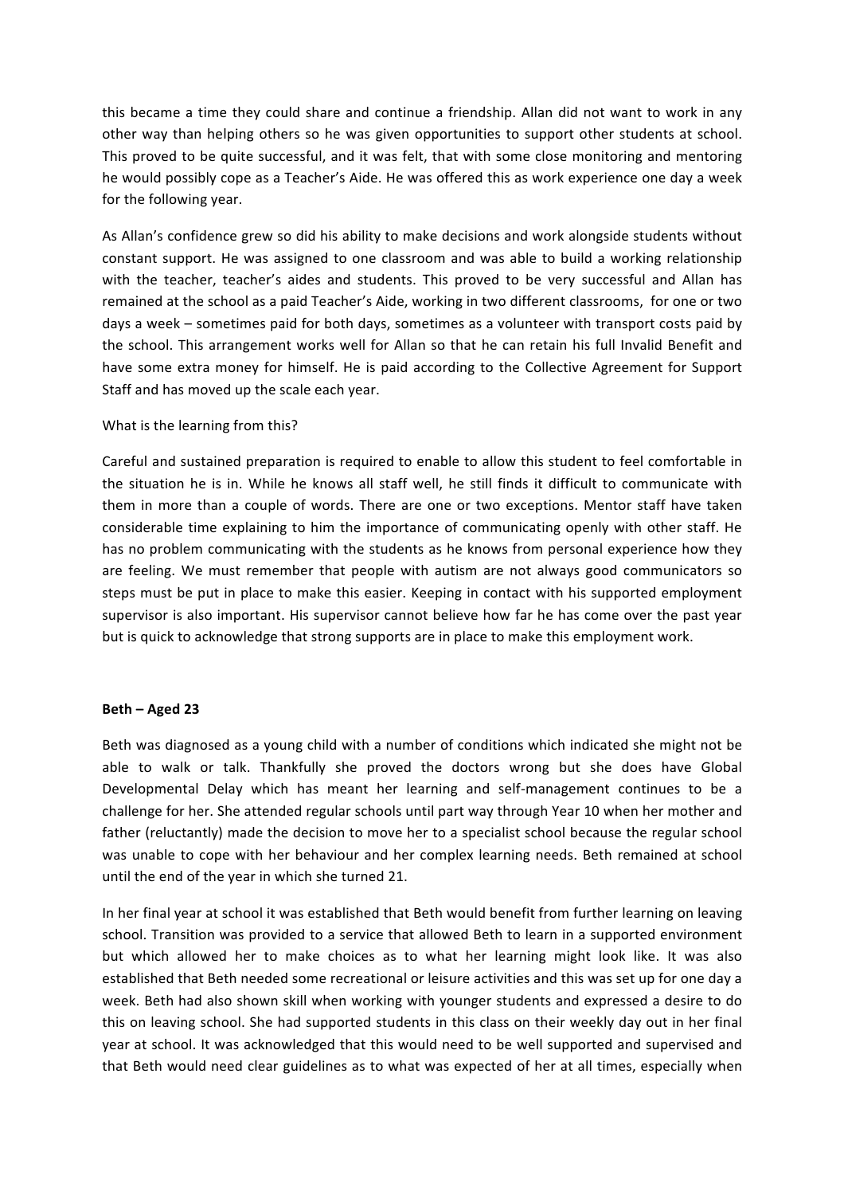this became a time they could share and continue a friendship. Allan did not want to work in any other way than helping others so he was given opportunities to support other students at school. This proved to be quite successful, and it was felt, that with some close monitoring and mentoring he would possibly cope as a Teacher's Aide. He was offered this as work experience one day a week for the following year.

As Allan's confidence grew so did his ability to make decisions and work alongside students without constant support. He was assigned to one classroom and was able to build a working relationship with the teacher, teacher's aides and students. This proved to be very successful and Allan has remained at the school as a paid Teacher's Aide, working in two different classrooms, for one or two days a week – sometimes paid for both days, sometimes as a volunteer with transport costs paid by the school. This arrangement works well for Allan so that he can retain his full Invalid Benefit and have some extra money for himself. He is paid according to the Collective Agreement for Support Staff and has moved up the scale each year.

What is the learning from this?

Careful and sustained preparation is required to enable to allow this student to feel comfortable in the situation he is in. While he knows all staff well, he still finds it difficult to communicate with them in more than a couple of words. There are one or two exceptions. Mentor staff have taken considerable time explaining to him the importance of communicating openly with other staff. He has no problem communicating with the students as he knows from personal experience how they are feeling. We must remember that people with autism are not always good communicators so steps must be put in place to make this easier. Keeping in contact with his supported employment supervisor is also important. His supervisor cannot believe how far he has come over the past year but is quick to acknowledge that strong supports are in place to make this employment work.

**Beth – Aged 23**

Beth was diagnosed as a young child with a number of conditions which indicated she might not be able to walk or talk. Thankfully she proved the doctors wrong but she does have Global Developmental Delay which has meant her learning and self-management continues to be a challenge for her. She attended regular schools until part way through Year 10 when her mother and father (reluctantly) made the decision to move her to a specialist school because the regular school was unable to cope with her behaviour and her complex learning needs. Beth remained at school until the end of the year in which she turned 21.

In her final year at school it was established that Beth would benefit from further learning on leaving school. Transition was provided to a service that allowed Beth to learn in a supported environment but which allowed her to make choices as to what her learning might look like. It was also established that Beth needed some recreational or leisure activities and this was set up for one day a week. Beth had also shown skill when working with younger students and expressed a desire to do this on leaving school. She had supported students in this class on their weekly day out in her final year at school. It was acknowledged that this would need to be well supported and supervised and that Beth would need clear guidelines as to what was expected of her at all times, especially when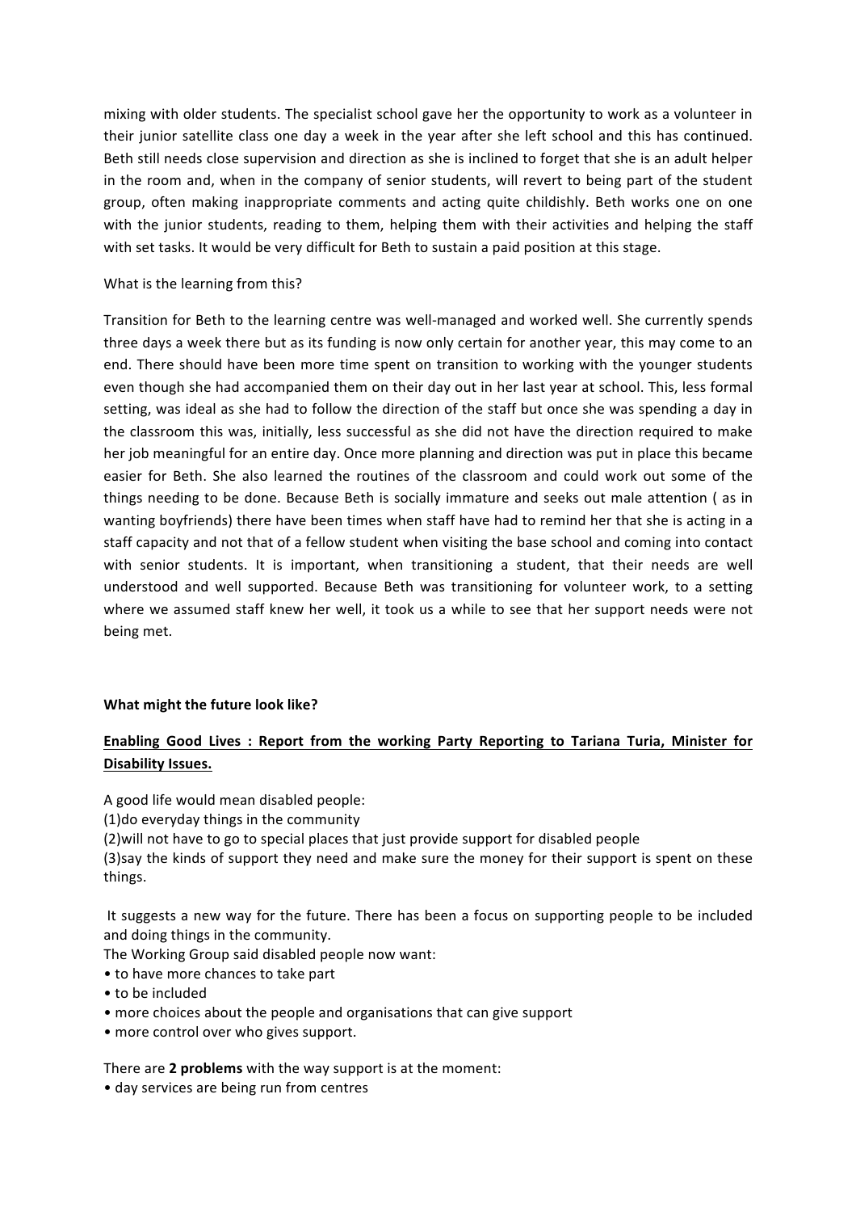mixing with older students. The specialist school gave her the opportunity to work as a volunteer in their junior satellite class one day a week in the year after she left school and this has continued. Beth still needs close supervision and direction as she is inclined to forget that she is an adult helper in the room and, when in the company of senior students, will revert to being part of the student group, often making inappropriate comments and acting quite childishly. Beth works one on one with the junior students, reading to them, helping them with their activities and helping the staff with set tasks. It would be very difficult for Beth to sustain a paid position at this stage.

What is the learning from this?

Transition for Beth to the learning centre was well-managed and worked well. She currently spends three days a week there but as its funding is now only certain for another year, this may come to an end. There should have been more time spent on transition to working with the younger students even though she had accompanied them on their day out in her last year at school. This, less formal setting, was ideal as she had to follow the direction of the staff but once she was spending a day in the classroom this was, initially, less successful as she did not have the direction required to make her job meaningful for an entire day. Once more planning and direction was put in place this became easier for Beth. She also learned the routines of the classroom and could work out some of the things needing to be done. Because Beth is socially immature and seeks out male attention ( as in wanting boyfriends) there have been times when staff have had to remind her that she is acting in a staff capacity and not that of a fellow student when visiting the base school and coming into contact with senior students. It is important, when transitioning a student, that their needs are well understood and well supported. Because Beth was transitioning for volunteer work, to a setting where we assumed staff knew her well, it took us a while to see that her support needs were not being met.

**What might the future look like?**

**Enabling Good Lives : Report from the working Party Reporting to Tariana Turia, Minister for Disability Issues.**

A good life would mean disabled people:
(1)do everyday things in the community
(2)will not have to go to special places that just provide support for disabled people
(3)say the kinds of support they need and make sure the money for their support is spent on these things.

It suggests a new way for the future. There has been a focus on supporting people to be included and doing things in the community.
The Working Group said disabled people now want:

- to have more chances to take part
- to be included
- more choices about the people and organisations that can give support
- more control over who gives support.

There are **2 problems** with the way support is at the moment:

- day services are being run from centres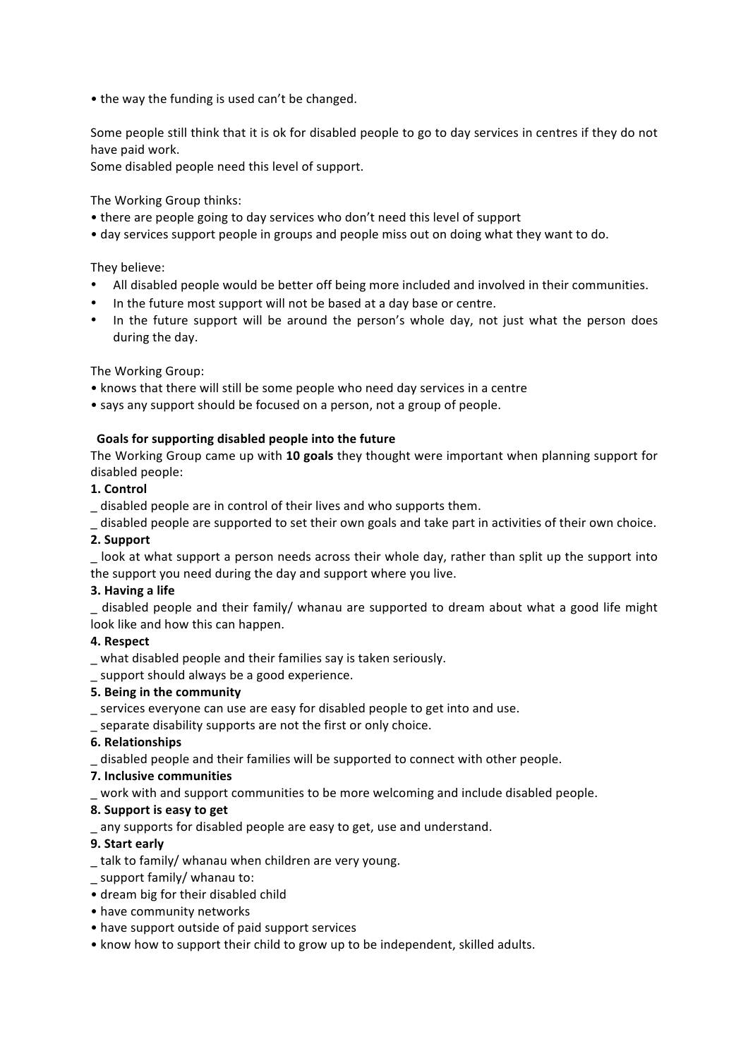• the way the funding is used can't be changed.

Some people still think that it is ok for disabled people to go to day services in centres if they do not have paid work.
Some disabled people need this level of support.

The Working Group thinks:
• there are people going to day services who don't need this level of support
• day services support people in groups and people miss out on doing what they want to do.

They believe:

- All disabled people would be better off being more included and involved in their communities.
- In the future most support will not be based at a day base or centre.
- In the future support will be around the person's whole day, not just what the person does during the day.

The Working Group:
• knows that there will still be some people who need day services in a centre
• says any support should be focused on a person, not a group of people.

**Goals for supporting disabled people into the future**

The Working Group came up with **10 goals** they thought were important when planning support for disabled people:

**1. Control**

_ disabled people are in control of their lives and who supports them.
_ disabled people are supported to set their own goals and take part in activities of their own choice.

**2. Support**

_ look at what support a person needs across their whole day, rather than split up the support into the support you need during the day and support where you live.

**3. Having a life**

_ disabled people and their family/ whanau are supported to dream about what a good life might look like and how this can happen.

**4. Respect**

_ what disabled people and their families say is taken seriously.
_ support should always be a good experience.

**5. Being in the community**

_ services everyone can use are easy for disabled people to get into and use.
_ separate disability supports are not the first or only choice.

**6. Relationships**

_ disabled people and their families will be supported to connect with other people.

**7. Inclusive communities**

_ work with and support communities to be more welcoming and include disabled people.

**8. Support is easy to get**

_ any supports for disabled people are easy to get, use and understand.

**9. Start early**

_ talk to family/ whanau when children are very young.
_ support family/ whanau to:
• dream big for their disabled child
• have community networks
• have support outside of paid support services
• know how to support their child to grow up to be independent, skilled adults.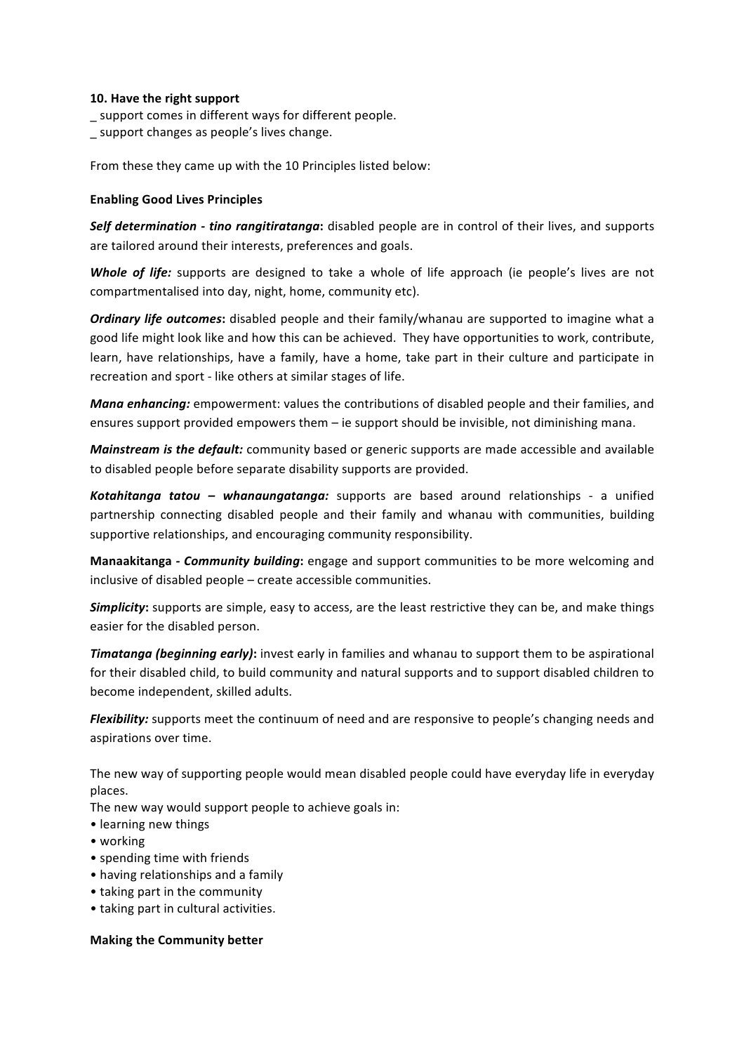**10. Have the right support**

_ support comes in different ways for different people.
_ support changes as people's lives change.

From these they came up with the 10 Principles listed below:

**Enabling Good Lives Principles**

***Self determination - tino rangitiratanga*****:** disabled people are in control of their lives, and supports are tailored around their interests, preferences and goals.

***Whole of life:*** supports are designed to take a whole of life approach (ie people's lives are not compartmentalised into day, night, home, community etc).

***Ordinary life outcomes*****:** disabled people and their family/whanau are supported to imagine what a good life might look like and how this can be achieved. They have opportunities to work, contribute, learn, have relationships, have a family, have a home, take part in their culture and participate in recreation and sport - like others at similar stages of life.

***Mana enhancing:*** empowerment: values the contributions of disabled people and their families, and ensures support provided empowers them – ie support should be invisible, not diminishing mana.

***Mainstream is the default:*** community based or generic supports are made accessible and available to disabled people before separate disability supports are provided.

***Kotahitanga tatou – whanaungatanga:*** supports are based around relationships - a unified partnership connecting disabled people and their family and whanau with communities, building supportive relationships, and encouraging community responsibility.

**Manaakitanga *- Community building*:** engage and support communities to be more welcoming and inclusive of disabled people – create accessible communities.

***Simplicity*****:** supports are simple, easy to access, are the least restrictive they can be, and make things easier for the disabled person.

***Timatanga (beginning early)*****:** invest early in families and whanau to support them to be aspirational for their disabled child, to build community and natural supports and to support disabled children to become independent, skilled adults.

***Flexibility:*** supports meet the continuum of need and are responsive to people's changing needs and aspirations over time.

The new way of supporting people would mean disabled people could have everyday life in everyday places.
The new way would support people to achieve goals in:

- learning new things
- working
- spending time with friends
- having relationships and a family
- taking part in the community
- taking part in cultural activities.

**Making the Community better**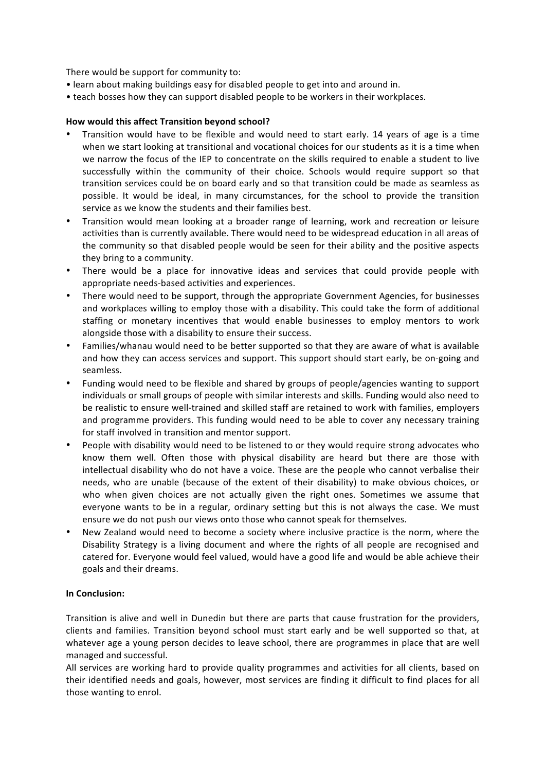There would be support for community to:

- learn about making buildings easy for disabled people to get into and around in.
- teach bosses how they can support disabled people to be workers in their workplaces.

**How would this affect Transition beyond school?**

- Transition would have to be flexible and would need to start early. 14 years of age is a time when we start looking at transitional and vocational choices for our students as it is a time when we narrow the focus of the IEP to concentrate on the skills required to enable a student to live successfully within the community of their choice. Schools would require support so that transition services could be on board early and so that transition could be made as seamless as possible. It would be ideal, in many circumstances, for the school to provide the transition service as we know the students and their families best.
- Transition would mean looking at a broader range of learning, work and recreation or leisure activities than is currently available. There would need to be widespread education in all areas of the community so that disabled people would be seen for their ability and the positive aspects they bring to a community.
- There would be a place for innovative ideas and services that could provide people with appropriate needs-based activities and experiences.
- There would need to be support, through the appropriate Government Agencies, for businesses and workplaces willing to employ those with a disability. This could take the form of additional staffing or monetary incentives that would enable businesses to employ mentors to work alongside those with a disability to ensure their success.
- Families/whanau would need to be better supported so that they are aware of what is available and how they can access services and support. This support should start early, be on-going and seamless.
- Funding would need to be flexible and shared by groups of people/agencies wanting to support individuals or small groups of people with similar interests and skills. Funding would also need to be realistic to ensure well-trained and skilled staff are retained to work with families, employers and programme providers. This funding would need to be able to cover any necessary training for staff involved in transition and mentor support.
- People with disability would need to be listened to or they would require strong advocates who know them well. Often those with physical disability are heard but there are those with intellectual disability who do not have a voice. These are the people who cannot verbalise their needs, who are unable (because of the extent of their disability) to make obvious choices, or who when given choices are not actually given the right ones. Sometimes we assume that everyone wants to be in a regular, ordinary setting but this is not always the case. We must ensure we do not push our views onto those who cannot speak for themselves.
- New Zealand would need to become a society where inclusive practice is the norm, where the Disability Strategy is a living document and where the rights of all people are recognised and catered for. Everyone would feel valued, would have a good life and would be able achieve their goals and their dreams.

**In Conclusion:**

Transition is alive and well in Dunedin but there are parts that cause frustration for the providers, clients and families. Transition beyond school must start early and be well supported so that, at whatever age a young person decides to leave school, there are programmes in place that are well managed and successful.

All services are working hard to provide quality programmes and activities for all clients, based on their identified needs and goals, however, most services are finding it difficult to find places for all those wanting to enrol.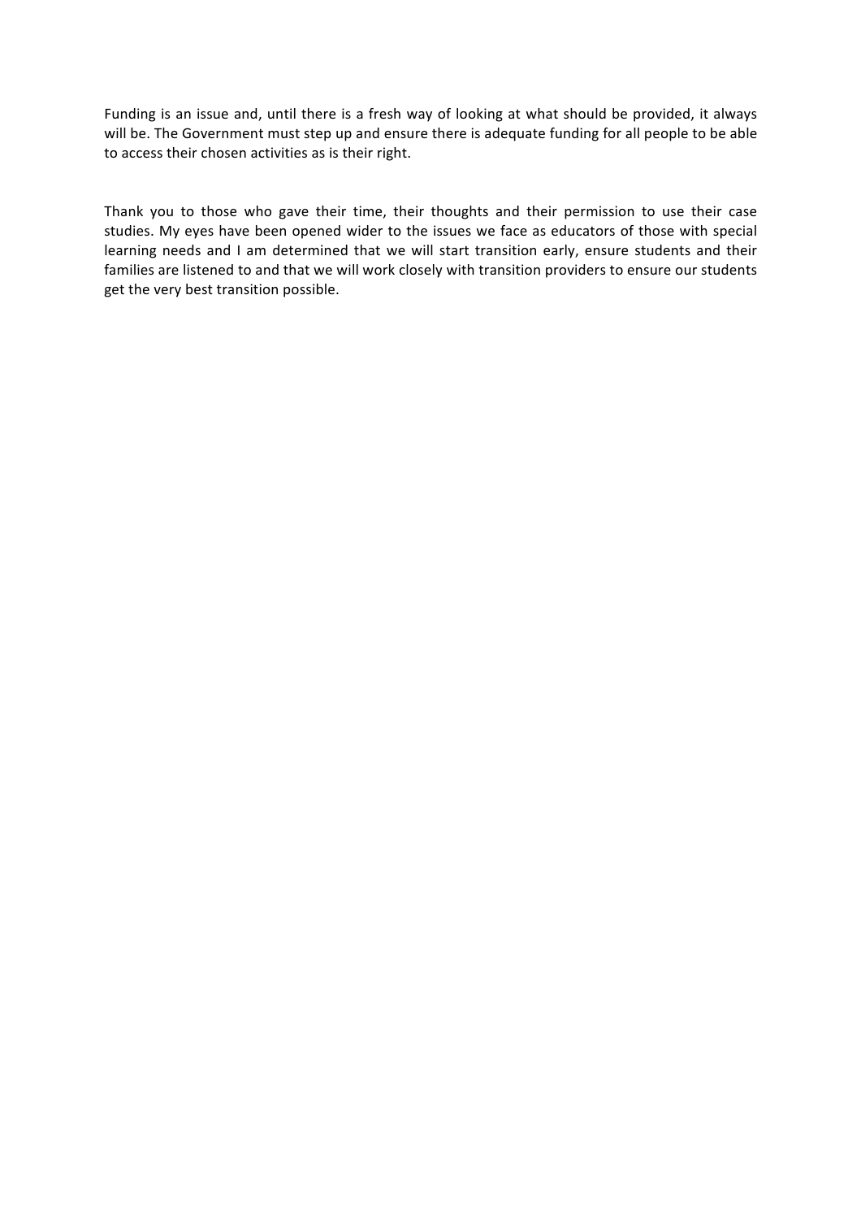Funding is an issue and, until there is a fresh way of looking at what should be provided, it always will be. The Government must step up and ensure there is adequate funding for all people to be able to access their chosen activities as is their right.

Thank you to those who gave their time, their thoughts and their permission to use their case studies. My eyes have been opened wider to the issues we face as educators of those with special learning needs and I am determined that we will start transition early, ensure students and their families are listened to and that we will work closely with transition providers to ensure our students get the very best transition possible.